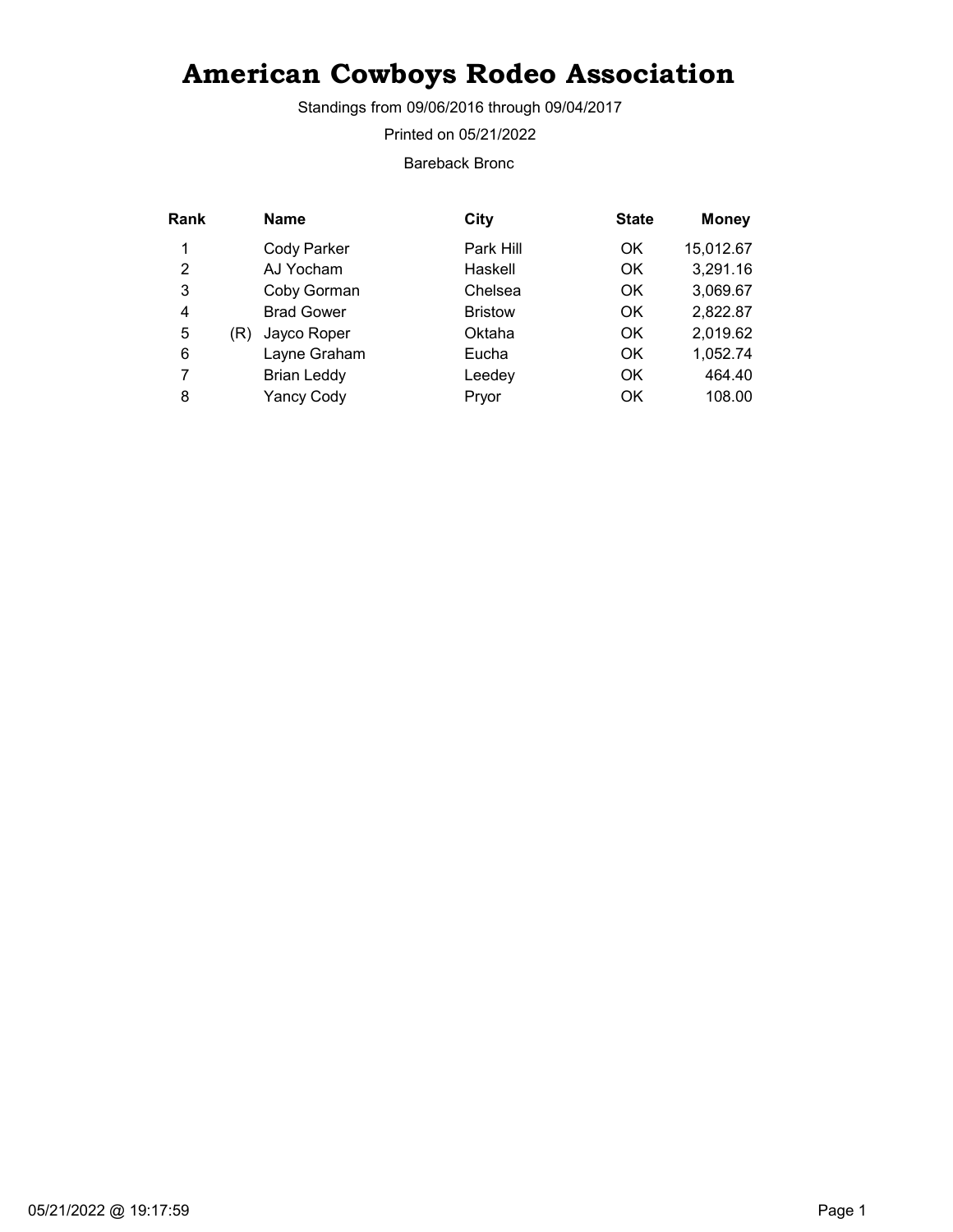# American Cowboys Rodeo Association

Standings from 09/06/2016 through 09/04/2017

Printed on 05/21/2022

Bareback Bronc

| Rank | | Name | City | State | Money |
|---|---|---|---|---|---|
| 1 | | Cody Parker | Park Hill | OK | 15,012.67 |
| 2 | | AJ Yocham | Haskell | OK | 3,291.16 |
| 3 | | Coby Gorman | Chelsea | OK | 3,069.67 |
| 4 | | Brad Gower | Bristow | OK | 2,822.87 |
| 5 | (R) | Jayco Roper | Oktaha | OK | 2,019.62 |
| 6 | | Layne Graham | Eucha | OK | 1,052.74 |
| 7 | | Brian Leddy | Leedey | OK | 464.40 |
| 8 | | Yancy Cody | Pryor | OK | 108.00 |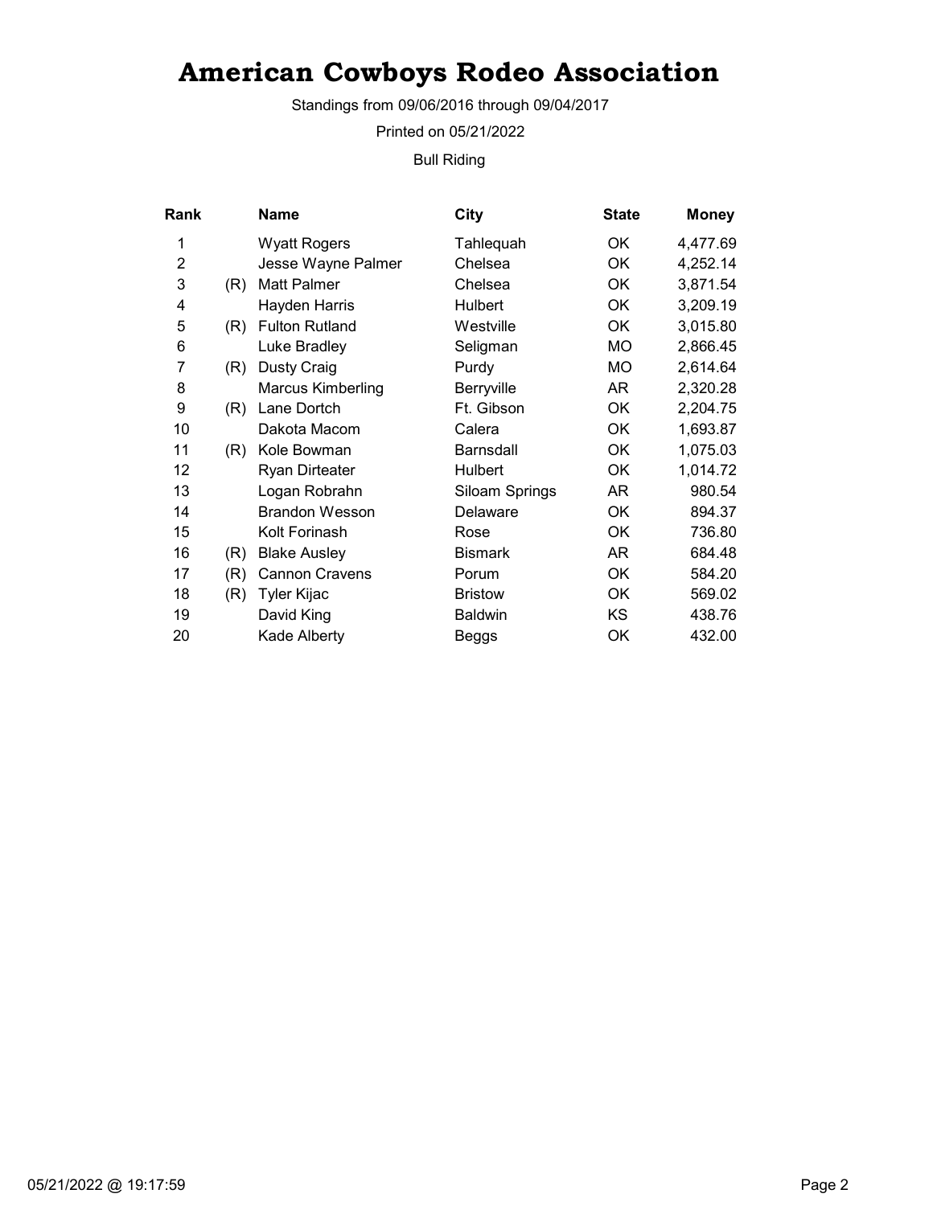# American Cowboys Rodeo Association

Standings from 09/06/2016 through 09/04/2017

Printed on 05/21/2022

Bull Riding

| Rank | | Name | City | State | Money |
|---|---|---|---|---|---|
| 1 | | Wyatt Rogers | Tahlequah | OK | 4,477.69 |
| 2 | | Jesse Wayne Palmer | Chelsea | OK | 4,252.14 |
| 3 | (R) | Matt Palmer | Chelsea | OK | 3,871.54 |
| 4 | | Hayden Harris | Hulbert | OK | 3,209.19 |
| 5 | (R) | Fulton Rutland | Westville | OK | 3,015.80 |
| 6 | | Luke Bradley | Seligman | MO | 2,866.45 |
| 7 | (R) | Dusty Craig | Purdy | MO | 2,614.64 |
| 8 | | Marcus Kimberling | Berryville | AR | 2,320.28 |
| 9 | (R) | Lane Dortch | Ft. Gibson | OK | 2,204.75 |
| 10 | | Dakota Macom | Calera | OK | 1,693.87 |
| 11 | (R) | Kole Bowman | Barnsdall | OK | 1,075.03 |
| 12 | | Ryan Dirteater | Hulbert | OK | 1,014.72 |
| 13 | | Logan Robrahn | Siloam Springs | AR | 980.54 |
| 14 | | Brandon Wesson | Delaware | OK | 894.37 |
| 15 | | Kolt Forinash | Rose | OK | 736.80 |
| 16 | (R) | Blake Ausley | Bismark | AR | 684.48 |
| 17 | (R) | Cannon Cravens | Porum | OK | 584.20 |
| 18 | (R) | Tyler Kijac | Bristow | OK | 569.02 |
| 19 | | David King | Baldwin | KS | 438.76 |
| 20 | | Kade Alberty | Beggs | OK | 432.00 |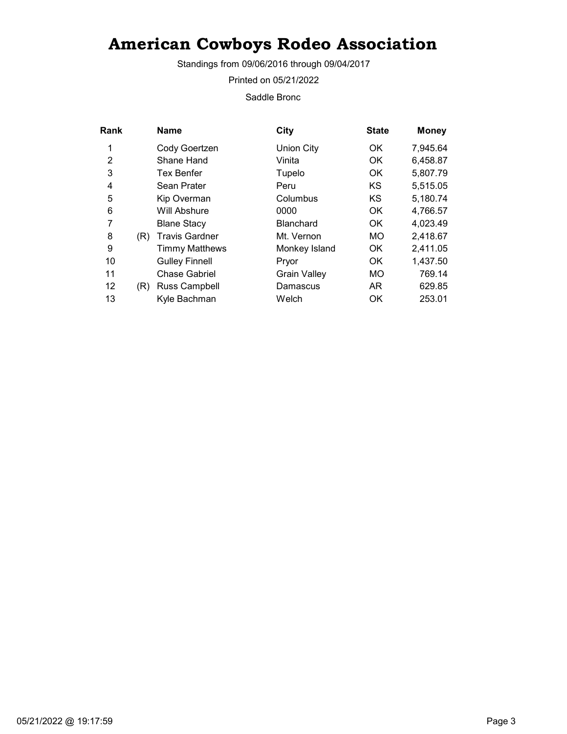# American Cowboys Rodeo Association

Standings from 09/06/2016 through 09/04/2017

Printed on 05/21/2022

Saddle Bronc

| Rank | | Name | City | State | Money |
|---|---|---|---|---|---|
| 1 | | Cody Goertzen | Union City | OK | 7,945.64 |
| 2 | | Shane Hand | Vinita | OK | 6,458.87 |
| 3 | | Tex Benfer | Tupelo | OK | 5,807.79 |
| 4 | | Sean Prater | Peru | KS | 5,515.05 |
| 5 | | Kip Overman | Columbus | KS | 5,180.74 |
| 6 | | Will Abshure | 0000 | OK | 4,766.57 |
| 7 | | Blane Stacy | Blanchard | OK | 4,023.49 |
| 8 | (R) | Travis Gardner | Mt. Vernon | MO | 2,418.67 |
| 9 | | Timmy Matthews | Monkey Island | OK | 2,411.05 |
| 10 | | Gulley Finnell | Pryor | OK | 1,437.50 |
| 11 | | Chase Gabriel | Grain Valley | MO | 769.14 |
| 12 | (R) | Russ Campbell | Damascus | AR | 629.85 |
| 13 | | Kyle Bachman | Welch | OK | 253.01 |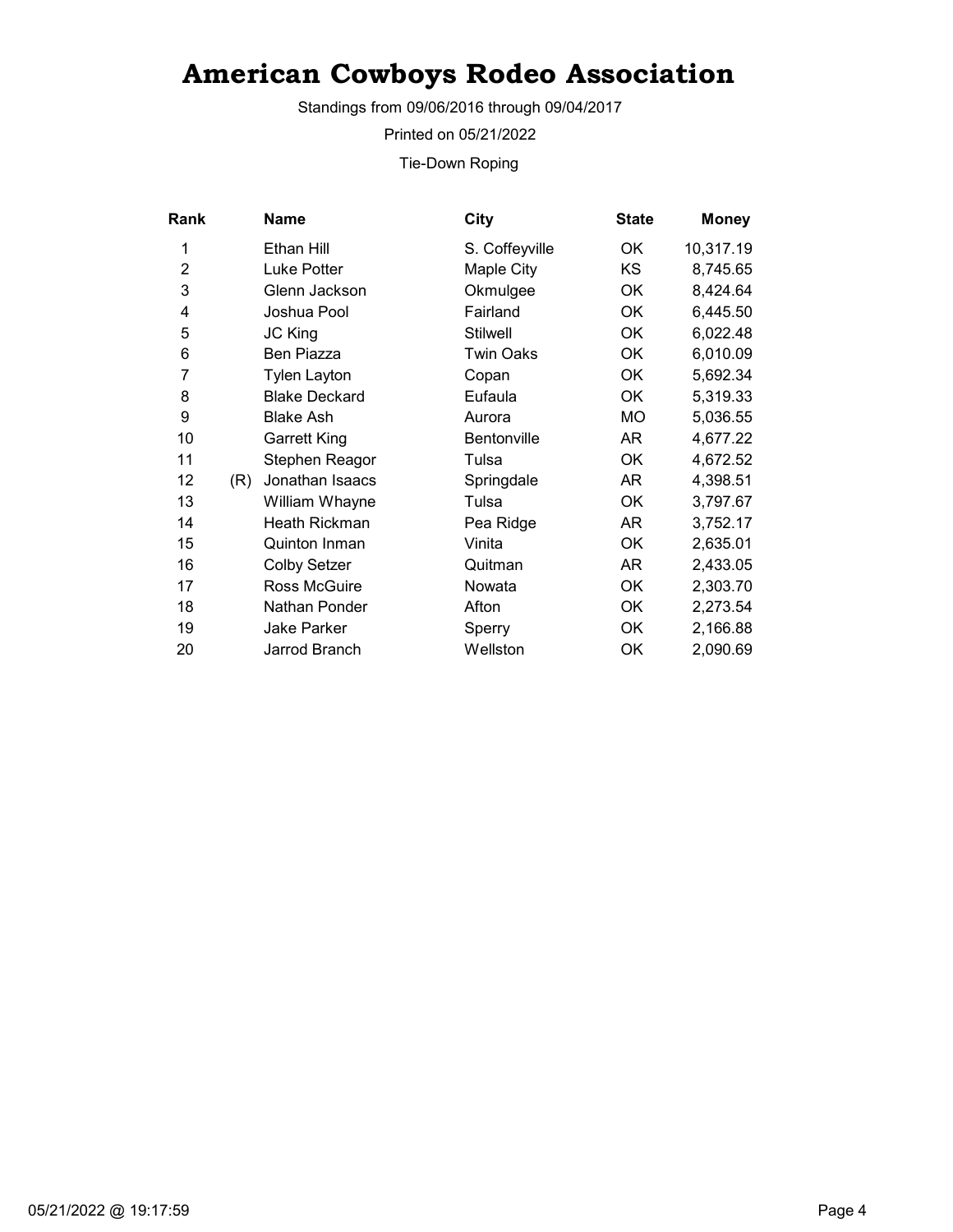# American Cowboys Rodeo Association

Standings from 09/06/2016 through 09/04/2017

Printed on 05/21/2022

Tie-Down Roping

| Rank | | Name | City | State | Money |
|---|---|---|---|---|---|
| 1 | | Ethan Hill | S. Coffeyville | OK | 10,317.19 |
| 2 | | Luke Potter | Maple City | KS | 8,745.65 |
| 3 | | Glenn Jackson | Okmulgee | OK | 8,424.64 |
| 4 | | Joshua Pool | Fairland | OK | 6,445.50 |
| 5 | | JC King | Stilwell | OK | 6,022.48 |
| 6 | | Ben Piazza | Twin Oaks | OK | 6,010.09 |
| 7 | | Tylen Layton | Copan | OK | 5,692.34 |
| 8 | | Blake Deckard | Eufaula | OK | 5,319.33 |
| 9 | | Blake Ash | Aurora | MO | 5,036.55 |
| 10 | | Garrett King | Bentonville | AR | 4,677.22 |
| 11 | | Stephen Reagor | Tulsa | OK | 4,672.52 |
| 12 | (R) | Jonathan Isaacs | Springdale | AR | 4,398.51 |
| 13 | | William Whayne | Tulsa | OK | 3,797.67 |
| 14 | | Heath Rickman | Pea Ridge | AR | 3,752.17 |
| 15 | | Quinton Inman | Vinita | OK | 2,635.01 |
| 16 | | Colby Setzer | Quitman | AR | 2,433.05 |
| 17 | | Ross McGuire | Nowata | OK | 2,303.70 |
| 18 | | Nathan Ponder | Afton | OK | 2,273.54 |
| 19 | | Jake Parker | Sperry | OK | 2,166.88 |
| 20 | | Jarrod Branch | Wellston | OK | 2,090.69 |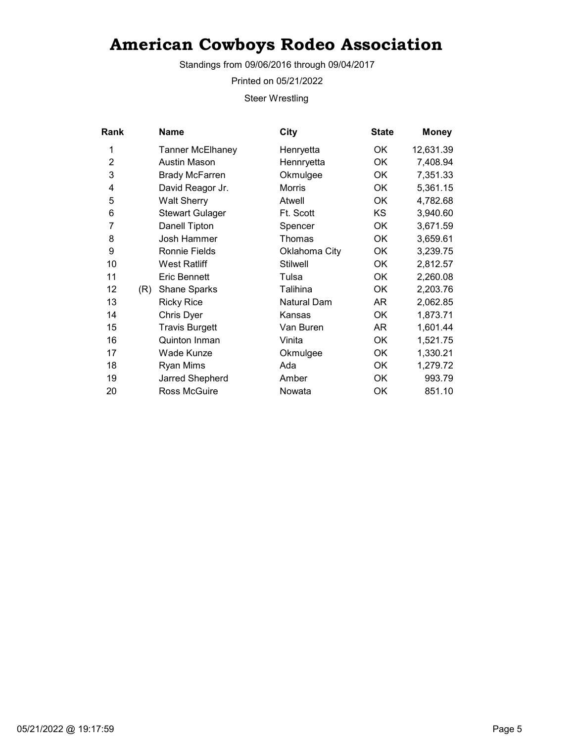# American Cowboys Rodeo Association

Standings from 09/06/2016 through 09/04/2017

Printed on 05/21/2022

Steer Wrestling

| Rank | | Name | City | State | Money |
|---|---|---|---|---|---|
| 1 | | Tanner McElhaney | Henryetta | OK | 12,631.39 |
| 2 | | Austin Mason | Hennryetta | OK | 7,408.94 |
| 3 | | Brady McFarren | Okmulgee | OK | 7,351.33 |
| 4 | | David Reagor Jr. | Morris | OK | 5,361.15 |
| 5 | | Walt Sherry | Atwell | OK | 4,782.68 |
| 6 | | Stewart Gulager | Ft. Scott | KS | 3,940.60 |
| 7 | | Danell Tipton | Spencer | OK | 3,671.59 |
| 8 | | Josh Hammer | Thomas | OK | 3,659.61 |
| 9 | | Ronnie Fields | Oklahoma City | OK | 3,239.75 |
| 10 | | West Ratliff | Stilwell | OK | 2,812.57 |
| 11 | | Eric Bennett | Tulsa | OK | 2,260.08 |
| 12 | (R) | Shane Sparks | Talihina | OK | 2,203.76 |
| 13 | | Ricky Rice | Natural Dam | AR | 2,062.85 |
| 14 | | Chris Dyer | Kansas | OK | 1,873.71 |
| 15 | | Travis Burgett | Van Buren | AR | 1,601.44 |
| 16 | | Quinton Inman | Vinita | OK | 1,521.75 |
| 17 | | Wade Kunze | Okmulgee | OK | 1,330.21 |
| 18 | | Ryan Mims | Ada | OK | 1,279.72 |
| 19 | | Jarred Shepherd | Amber | OK | 993.79 |
| 20 | | Ross McGuire | Nowata | OK | 851.10 |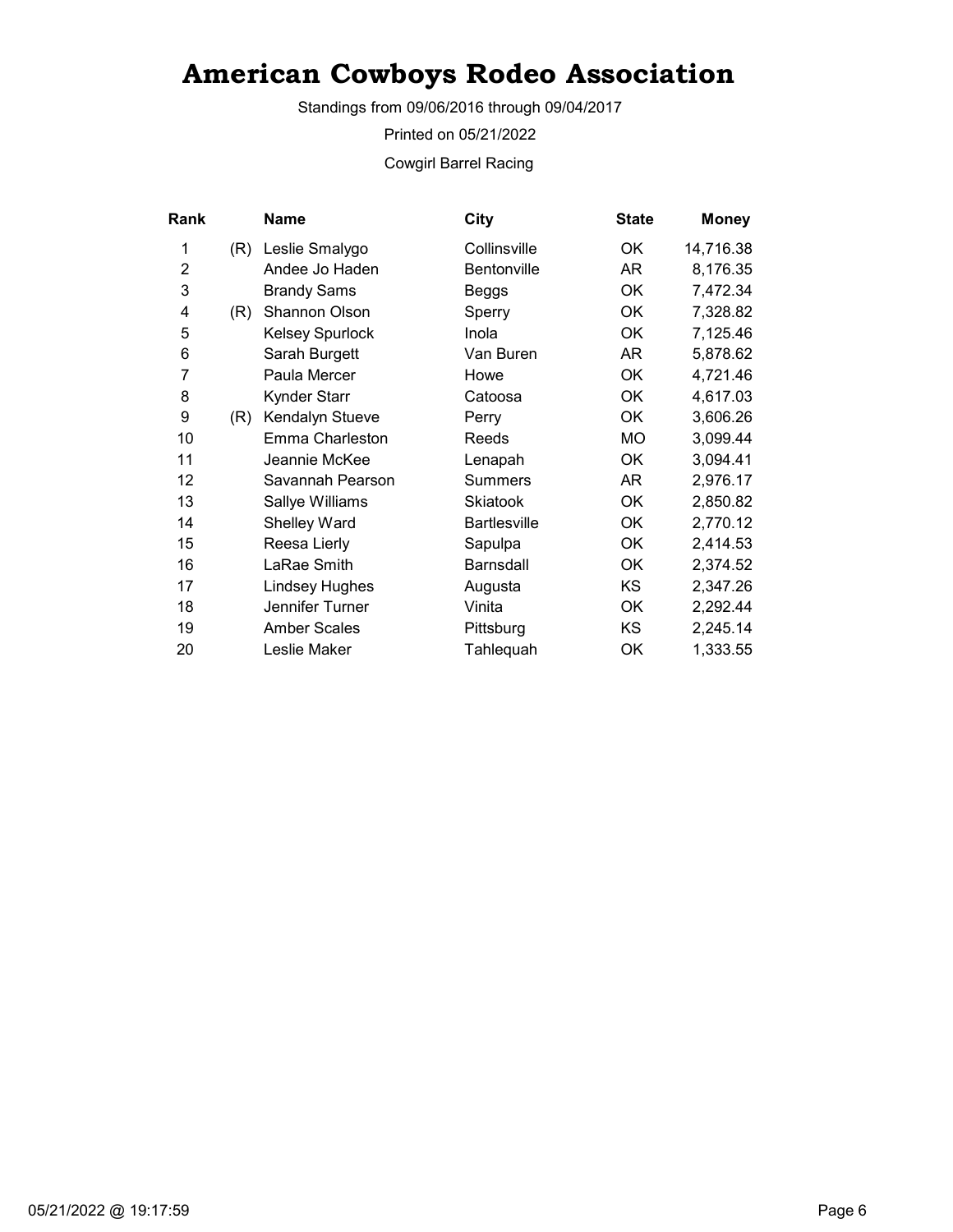# American Cowboys Rodeo Association

Standings from 09/06/2016 through 09/04/2017

Printed on 05/21/2022

Cowgirl Barrel Racing

| Rank | | Name | City | State | Money |
|---|---|---|---|---|---|
| 1 | (R) | Leslie Smalygo | Collinsville | OK | 14,716.38 |
| 2 | | Andee Jo Haden | Bentonville | AR | 8,176.35 |
| 3 | | Brandy Sams | Beggs | OK | 7,472.34 |
| 4 | (R) | Shannon Olson | Sperry | OK | 7,328.82 |
| 5 | | Kelsey Spurlock | Inola | OK | 7,125.46 |
| 6 | | Sarah Burgett | Van Buren | AR | 5,878.62 |
| 7 | | Paula Mercer | Howe | OK | 4,721.46 |
| 8 | | Kynder Starr | Catoosa | OK | 4,617.03 |
| 9 | (R) | Kendalyn Stueve | Perry | OK | 3,606.26 |
| 10 | | Emma Charleston | Reeds | MO | 3,099.44 |
| 11 | | Jeannie McKee | Lenapah | OK | 3,094.41 |
| 12 | | Savannah Pearson | Summers | AR | 2,976.17 |
| 13 | | Sallye Williams | Skiatook | OK | 2,850.82 |
| 14 | | Shelley Ward | Bartlesville | OK | 2,770.12 |
| 15 | | Reesa Lierly | Sapulpa | OK | 2,414.53 |
| 16 | | LaRae Smith | Barnsdall | OK | 2,374.52 |
| 17 | | Lindsey Hughes | Augusta | KS | 2,347.26 |
| 18 | | Jennifer Turner | Vinita | OK | 2,292.44 |
| 19 | | Amber Scales | Pittsburg | KS | 2,245.14 |
| 20 | | Leslie Maker | Tahlequah | OK | 1,333.55 |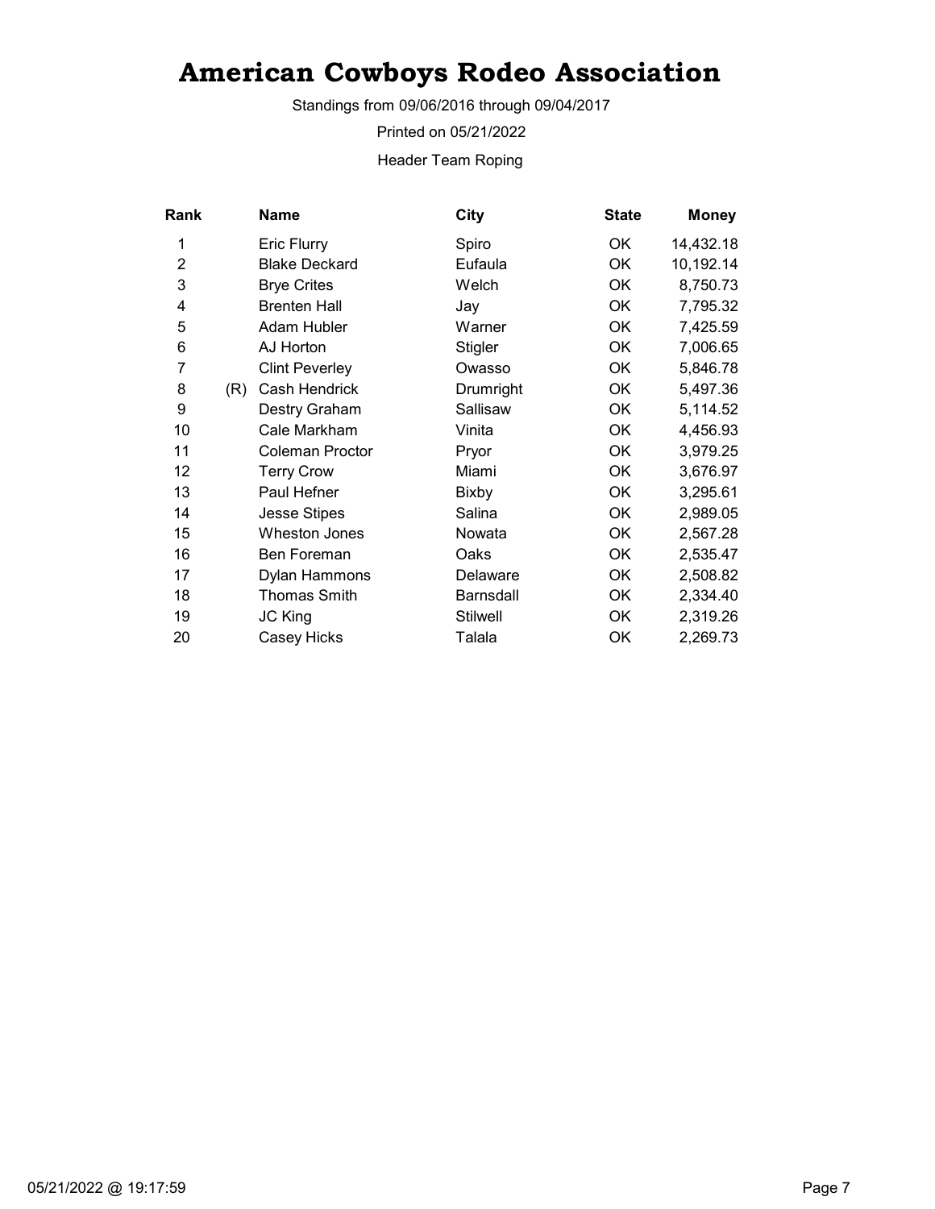# American Cowboys Rodeo Association

Standings from 09/06/2016 through 09/04/2017

Printed on 05/21/2022

Header Team Roping

| Rank | | Name | City | State | Money |
|---|---|---|---|---|---|
| 1 | | Eric Flurry | Spiro | OK | 14,432.18 |
| 2 | | Blake Deckard | Eufaula | OK | 10,192.14 |
| 3 | | Brye Crites | Welch | OK | 8,750.73 |
| 4 | | Brenten Hall | Jay | OK | 7,795.32 |
| 5 | | Adam Hubler | Warner | OK | 7,425.59 |
| 6 | | AJ Horton | Stigler | OK | 7,006.65 |
| 7 | | Clint Peverley | Owasso | OK | 5,846.78 |
| 8 | (R) | Cash Hendrick | Drumright | OK | 5,497.36 |
| 9 | | Destry Graham | Sallisaw | OK | 5,114.52 |
| 10 | | Cale Markham | Vinita | OK | 4,456.93 |
| 11 | | Coleman Proctor | Pryor | OK | 3,979.25 |
| 12 | | Terry Crow | Miami | OK | 3,676.97 |
| 13 | | Paul Hefner | Bixby | OK | 3,295.61 |
| 14 | | Jesse Stipes | Salina | OK | 2,989.05 |
| 15 | | Wheston Jones | Nowata | OK | 2,567.28 |
| 16 | | Ben Foreman | Oaks | OK | 2,535.47 |
| 17 | | Dylan Hammons | Delaware | OK | 2,508.82 |
| 18 | | Thomas Smith | Barnsdall | OK | 2,334.40 |
| 19 | | JC King | Stilwell | OK | 2,319.26 |
| 20 | | Casey Hicks | Talala | OK | 2,269.73 |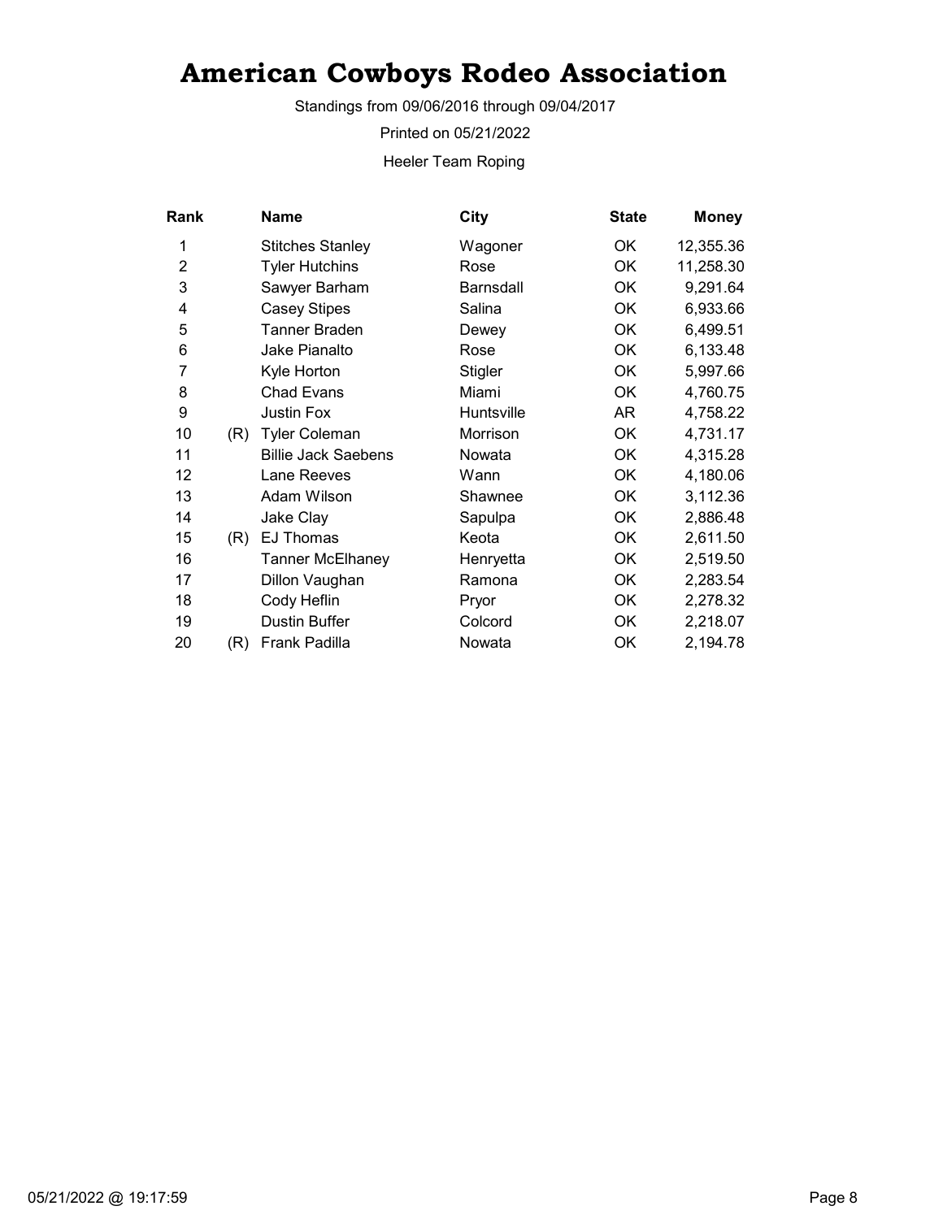# American Cowboys Rodeo Association

Standings from 09/06/2016 through 09/04/2017

Printed on 05/21/2022

Heeler Team Roping

| Rank | | Name | City | State | Money |
|---|---|---|---|---|---|
| 1 | | Stitches Stanley | Wagoner | OK | 12,355.36 |
| 2 | | Tyler Hutchins | Rose | OK | 11,258.30 |
| 3 | | Sawyer Barham | Barnsdall | OK | 9,291.64 |
| 4 | | Casey Stipes | Salina | OK | 6,933.66 |
| 5 | | Tanner Braden | Dewey | OK | 6,499.51 |
| 6 | | Jake Pianalto | Rose | OK | 6,133.48 |
| 7 | | Kyle Horton | Stigler | OK | 5,997.66 |
| 8 | | Chad Evans | Miami | OK | 4,760.75 |
| 9 | | Justin Fox | Huntsville | AR | 4,758.22 |
| 10 | (R) | Tyler Coleman | Morrison | OK | 4,731.17 |
| 11 | | Billie Jack Saebens | Nowata | OK | 4,315.28 |
| 12 | | Lane Reeves | Wann | OK | 4,180.06 |
| 13 | | Adam Wilson | Shawnee | OK | 3,112.36 |
| 14 | | Jake Clay | Sapulpa | OK | 2,886.48 |
| 15 | (R) | EJ Thomas | Keota | OK | 2,611.50 |
| 16 | | Tanner McElhaney | Henryetta | OK | 2,519.50 |
| 17 | | Dillon Vaughan | Ramona | OK | 2,283.54 |
| 18 | | Cody Heflin | Pryor | OK | 2,278.32 |
| 19 | | Dustin Buffer | Colcord | OK | 2,218.07 |
| 20 | (R) | Frank Padilla | Nowata | OK | 2,194.78 |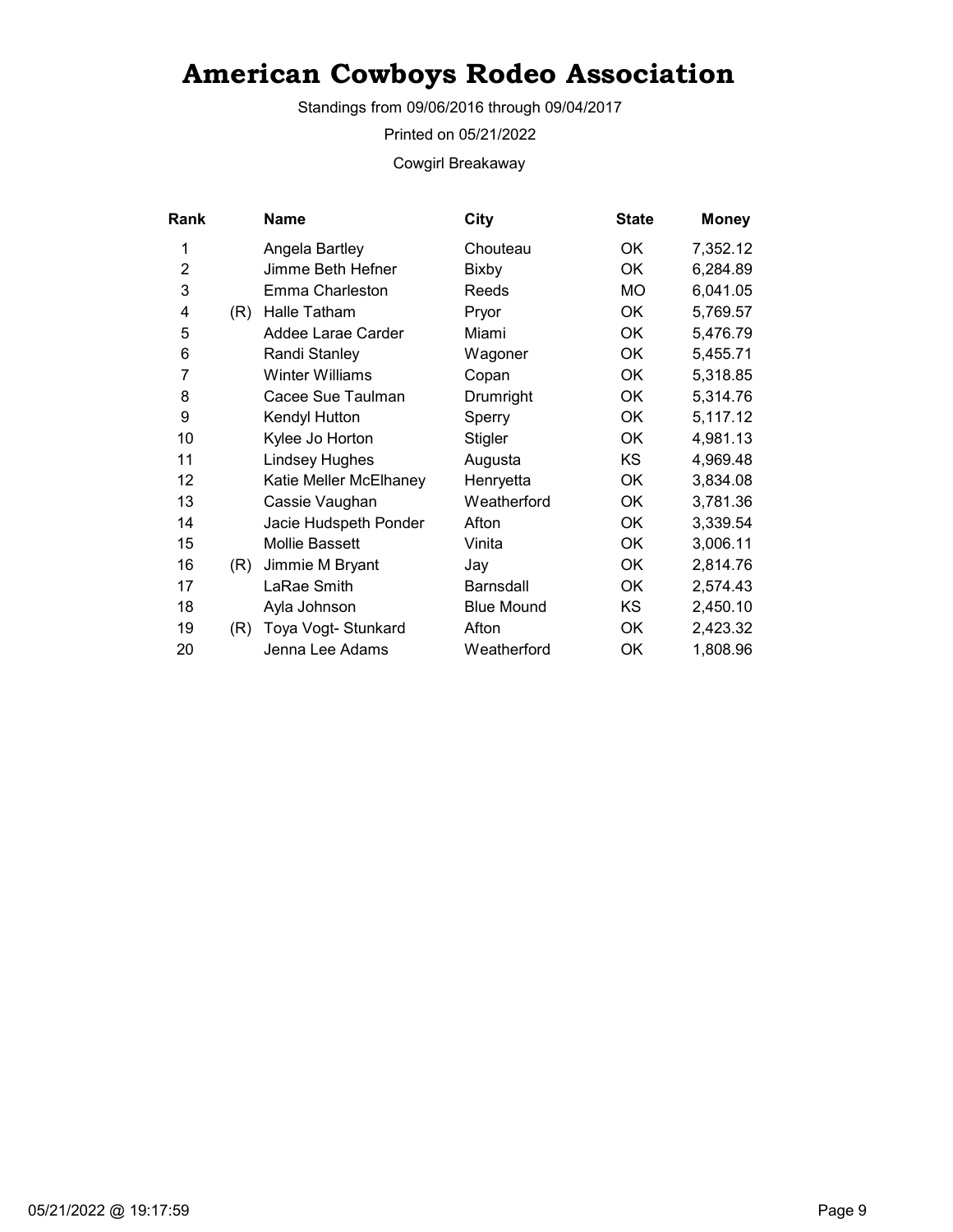# American Cowboys Rodeo Association

Standings from 09/06/2016 through 09/04/2017

Printed on 05/21/2022

Cowgirl Breakaway

| Rank | | Name | City | State | Money |
|---|---|---|---|---|---|
| 1 | | Angela Bartley | Chouteau | OK | 7,352.12 |
| 2 | | Jimme Beth Hefner | Bixby | OK | 6,284.89 |
| 3 | | Emma Charleston | Reeds | MO | 6,041.05 |
| 4 | (R) | Halle Tatham | Pryor | OK | 5,769.57 |
| 5 | | Addee Larae Carder | Miami | OK | 5,476.79 |
| 6 | | Randi Stanley | Wagoner | OK | 5,455.71 |
| 7 | | Winter Williams | Copan | OK | 5,318.85 |
| 8 | | Cacee Sue Taulman | Drumright | OK | 5,314.76 |
| 9 | | Kendyl Hutton | Sperry | OK | 5,117.12 |
| 10 | | Kylee Jo Horton | Stigler | OK | 4,981.13 |
| 11 | | Lindsey Hughes | Augusta | KS | 4,969.48 |
| 12 | | Katie Meller McElhaney | Henryetta | OK | 3,834.08 |
| 13 | | Cassie Vaughan | Weatherford | OK | 3,781.36 |
| 14 | | Jacie Hudspeth Ponder | Afton | OK | 3,339.54 |
| 15 | | Mollie Bassett | Vinita | OK | 3,006.11 |
| 16 | (R) | Jimmie M Bryant | Jay | OK | 2,814.76 |
| 17 | | LaRae Smith | Barnsdall | OK | 2,574.43 |
| 18 | | Ayla Johnson | Blue Mound | KS | 2,450.10 |
| 19 | (R) | Toya Vogt- Stunkard | Afton | OK | 2,423.32 |
| 20 | | Jenna Lee Adams | Weatherford | OK | 1,808.96 |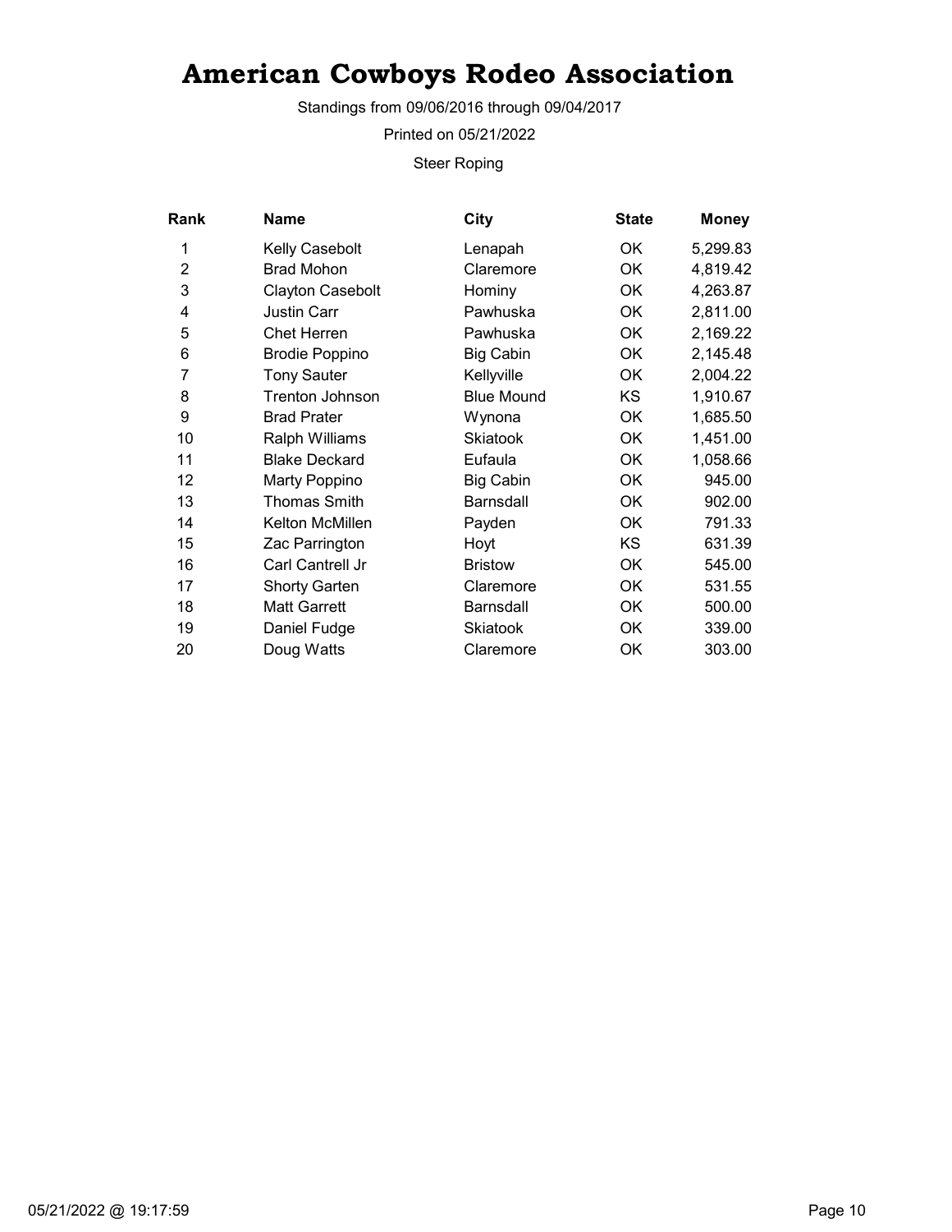# American Cowboys Rodeo Association

Standings from 09/06/2016 through 09/04/2017

Printed on 05/21/2022

Steer Roping

| Rank | Name | City | State | Money |
|---|---|---|---|---|
| 1 | Kelly Casebolt | Lenapah | OK | 5,299.83 |
| 2 | Brad Mohon | Claremore | OK | 4,819.42 |
| 3 | Clayton Casebolt | Hominy | OK | 4,263.87 |
| 4 | Justin Carr | Pawhuska | OK | 2,811.00 |
| 5 | Chet Herren | Pawhuska | OK | 2,169.22 |
| 6 | Brodie Poppino | Big Cabin | OK | 2,145.48 |
| 7 | Tony Sauter | Kellyville | OK | 2,004.22 |
| 8 | Trenton Johnson | Blue Mound | KS | 1,910.67 |
| 9 | Brad Prater | Wynona | OK | 1,685.50 |
| 10 | Ralph Williams | Skiatook | OK | 1,451.00 |
| 11 | Blake Deckard | Eufaula | OK | 1,058.66 |
| 12 | Marty Poppino | Big Cabin | OK | 945.00 |
| 13 | Thomas Smith | Barnsdall | OK | 902.00 |
| 14 | Kelton McMillen | Payden | OK | 791.33 |
| 15 | Zac Parrington | Hoyt | KS | 631.39 |
| 16 | Carl Cantrell Jr | Bristow | OK | 545.00 |
| 17 | Shorty Garten | Claremore | OK | 531.55 |
| 18 | Matt Garrett | Barnsdall | OK | 500.00 |
| 19 | Daniel Fudge | Skiatook | OK | 339.00 |
| 20 | Doug Watts | Claremore | OK | 303.00 |